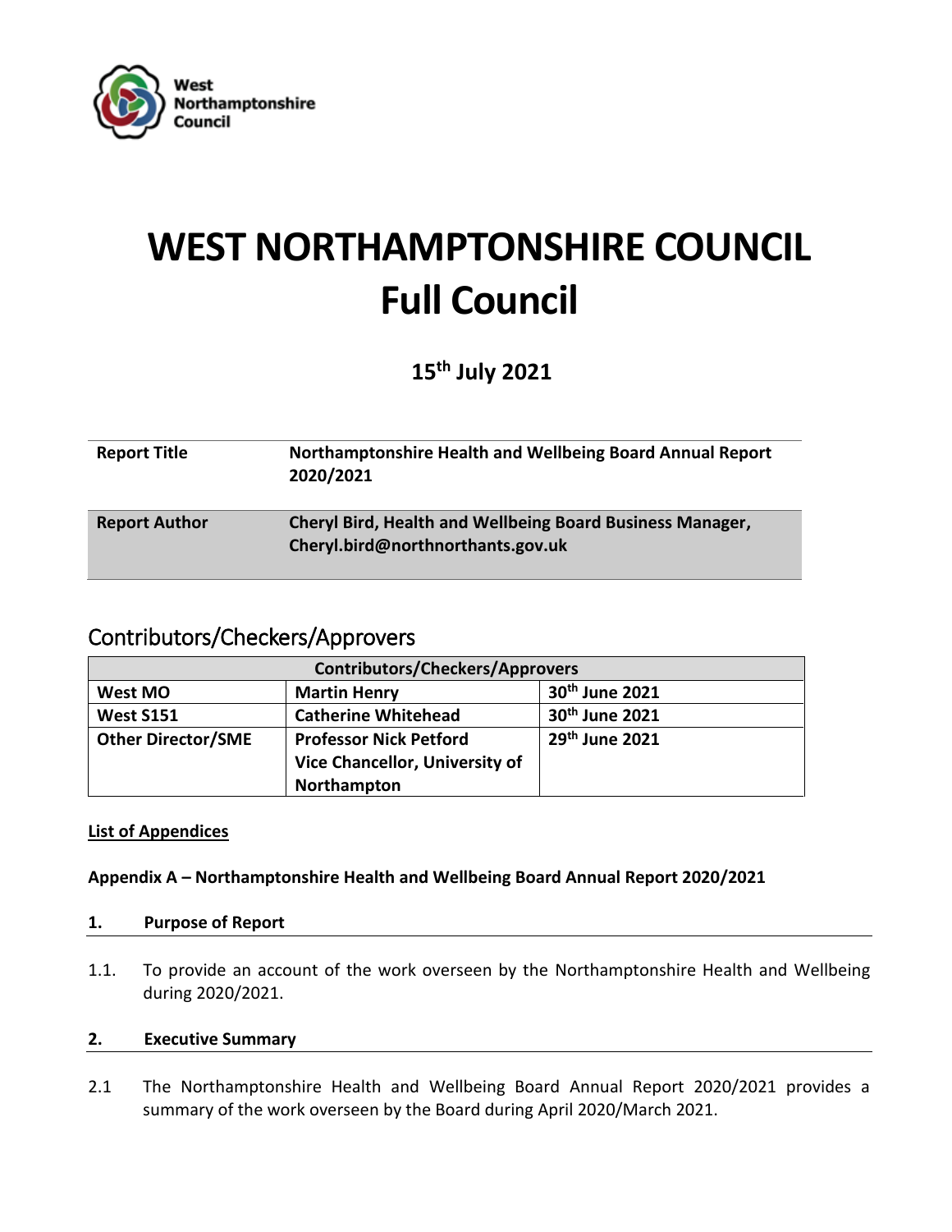# WEST NORTHAMPTONSHIRE COUNCIL
# Full Council

**15th July 2021**

| | |
|---|---|
| **Report Title** | **Northamptonshire Health and Wellbeing Board Annual Report 2020/2021** |
| **Report Author** | **Cheryl Bird, Health and Wellbeing Board Business Manager, Cheryl.bird@northnorthants.gov.uk** |

## Contributors/Checkers/Approvers

| Contributors/Checkers/Approvers | | |
|---|---|---|
| **West MO** | **Martin Henry** | **30th June 2021** |
| **West S151** | **Catherine Whitehead** | **30th June 2021** |
| **Other Director/SME** | **Professor Nick Petford Vice Chancellor, University of Northampton** | **29th June 2021** |

**List of Appendices**

**Appendix A – Northamptonshire Health and Wellbeing Board Annual Report 2020/2021**

### 1. Purpose of Report

1.1. To provide an account of the work overseen by the Northamptonshire Health and Wellbeing during 2020/2021.

### 2. Executive Summary

2.1 The Northamptonshire Health and Wellbeing Board Annual Report 2020/2021 provides a summary of the work overseen by the Board during April 2020/March 2021.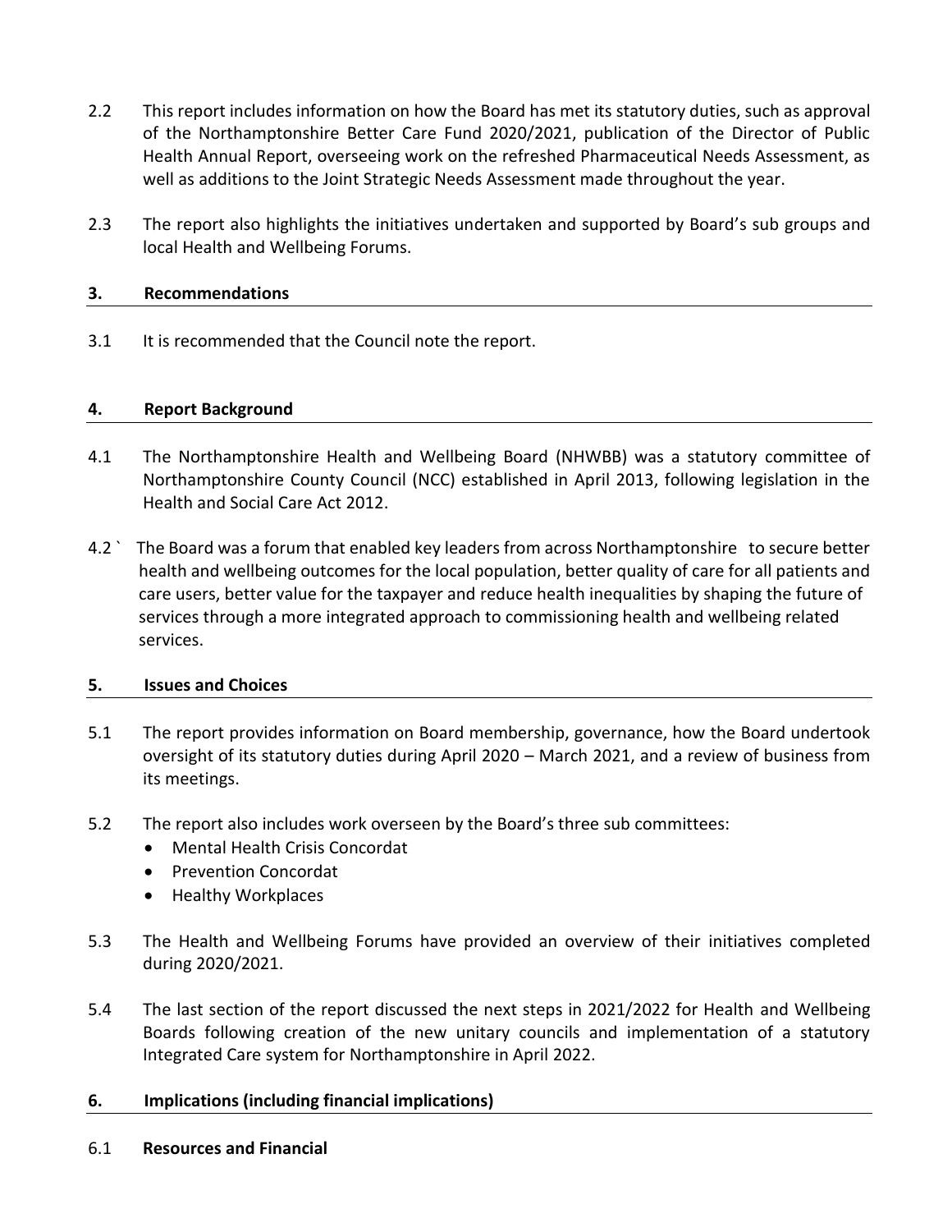2.2 This report includes information on how the Board has met its statutory duties, such as approval of the Northamptonshire Better Care Fund 2020/2021, publication of the Director of Public Health Annual Report, overseeing work on the refreshed Pharmaceutical Needs Assessment, as well as additions to the Joint Strategic Needs Assessment made throughout the year.

2.3 The report also highlights the initiatives undertaken and supported by Board's sub groups and local Health and Wellbeing Forums.

## 3. Recommendations

3.1 It is recommended that the Council note the report.

## 4. Report Background

4.1 The Northamptonshire Health and Wellbeing Board (NHWBB) was a statutory committee of Northamptonshire County Council (NCC) established in April 2013, following legislation in the Health and Social Care Act 2012.

4.2 ` The Board was a forum that enabled key leaders from across Northamptonshire to secure better health and wellbeing outcomes for the local population, better quality of care for all patients and care users, better value for the taxpayer and reduce health inequalities by shaping the future of services through a more integrated approach to commissioning health and wellbeing related services.

## 5. Issues and Choices

5.1 The report provides information on Board membership, governance, how the Board undertook oversight of its statutory duties during April 2020 – March 2021, and a review of business from its meetings.

5.2 The report also includes work overseen by the Board's three sub committees:

- Mental Health Crisis Concordat
- Prevention Concordat
- Healthy Workplaces

5.3 The Health and Wellbeing Forums have provided an overview of their initiatives completed during 2020/2021.

5.4 The last section of the report discussed the next steps in 2021/2022 for Health and Wellbeing Boards following creation of the new unitary councils and implementation of a statutory Integrated Care system for Northamptonshire in April 2022.

## 6. Implications (including financial implications)

6.1 **Resources and Financial**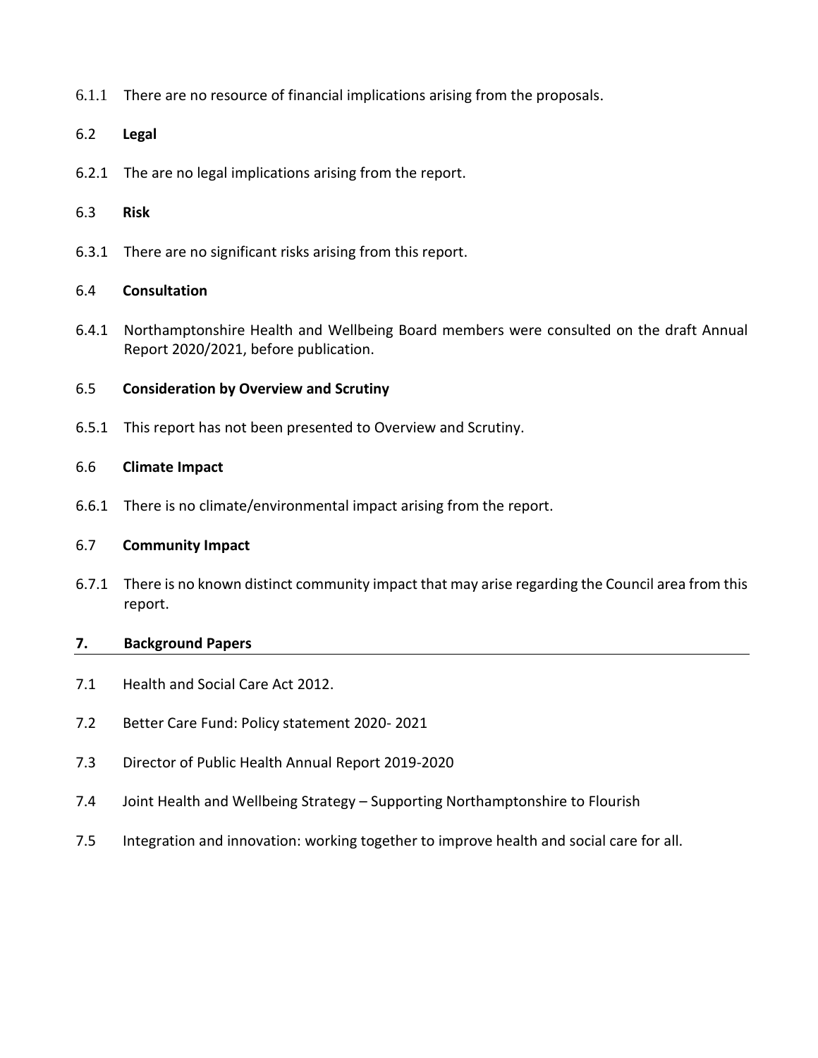6.1.1 There are no resource of financial implications arising from the proposals.

6.2 **Legal**

6.2.1 The are no legal implications arising from the report.

6.3 **Risk**

6.3.1 There are no significant risks arising from this report.

6.4 **Consultation**

6.4.1 Northamptonshire Health and Wellbeing Board members were consulted on the draft Annual Report 2020/2021, before publication.

6.5 **Consideration by Overview and Scrutiny**

6.5.1 This report has not been presented to Overview and Scrutiny.

6.6 **Climate Impact**

6.6.1 There is no climate/environmental impact arising from the report.

6.7 **Community Impact**

6.7.1 There is no known distinct community impact that may arise regarding the Council area from this report.

## 7. Background Papers

7.1 Health and Social Care Act 2012.

7.2 Better Care Fund: Policy statement 2020- 2021

7.3 Director of Public Health Annual Report 2019-2020

7.4 Joint Health and Wellbeing Strategy – Supporting Northamptonshire to Flourish

7.5 Integration and innovation: working together to improve health and social care for all.